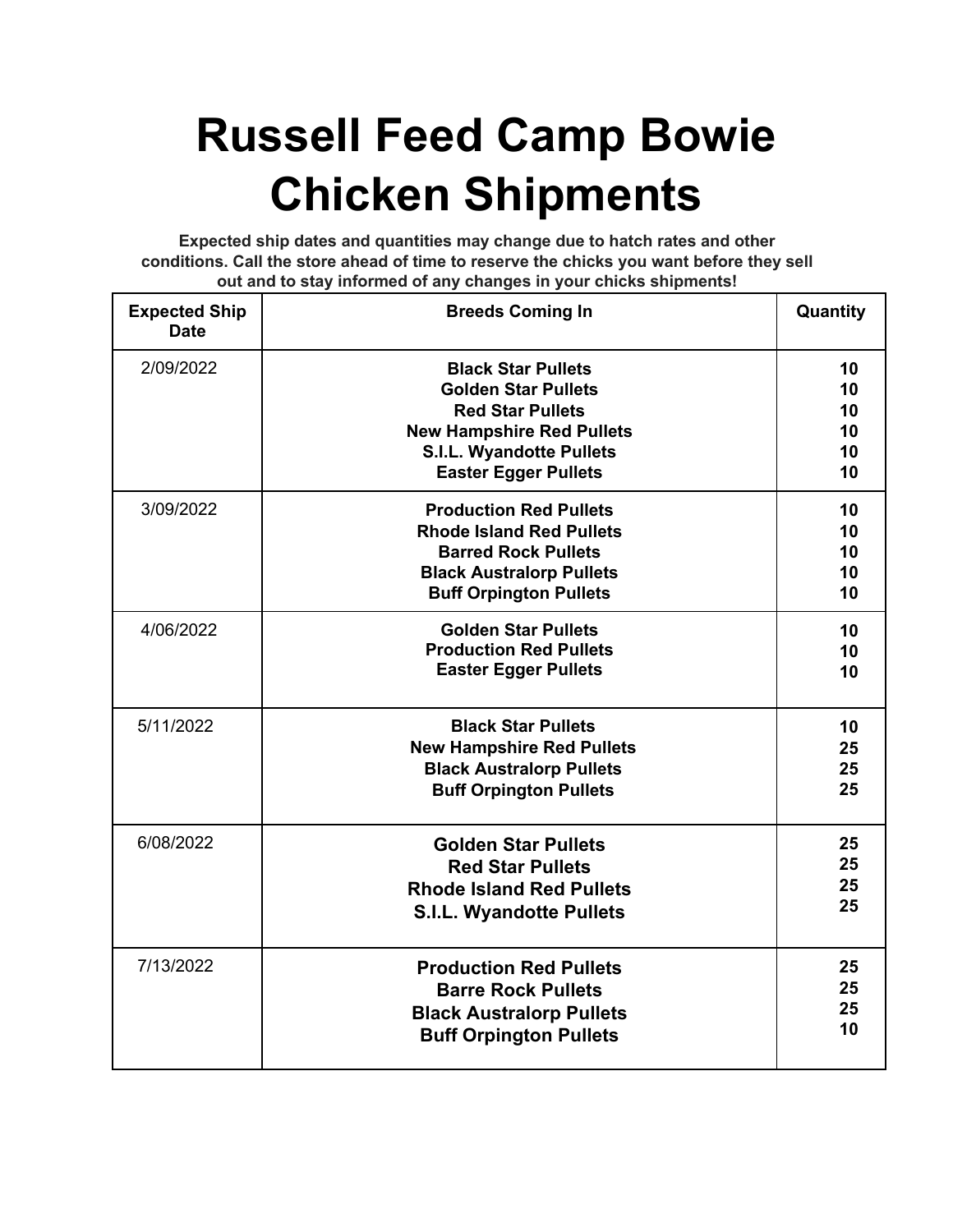# Russell Feed Camp Bowie Chicken Shipments

**Expected ship dates and quantities may change due to hatch rates and other conditions. Call the store ahead of time to reserve the chicks you want before they sell out and to stay informed of any changes in your chicks shipments!**

| Expected Ship Date | Breeds Coming In | Quantity |
|---|---|---|
| 2/09/2022 | **Black Star Pullets**<br>**Golden Star Pullets**<br>**Red Star Pullets**<br>**New Hampshire Red Pullets**<br>**S.I.L. Wyandotte Pullets**<br>**Easter Egger Pullets** | **10**<br>**10**<br>**10**<br>**10**<br>**10**<br>**10** |
| 3/09/2022 | **Production Red Pullets**<br>**Rhode Island Red Pullets**<br>**Barred Rock Pullets**<br>**Black Australorp Pullets**<br>**Buff Orpington Pullets** | **10**<br>**10**<br>**10**<br>**10**<br>**10** |
| 4/06/2022 | **Golden Star Pullets**<br>**Production Red Pullets**<br>**Easter Egger Pullets** | **10**<br>**10**<br>**10** |
| 5/11/2022 | **Black Star Pullets**<br>**New Hampshire Red Pullets**<br>**Black Australorp Pullets**<br>**Buff Orpington Pullets** | **10**<br>**25**<br>**25**<br>**25** |
| 6/08/2022 | **Golden Star Pullets**<br>**Red Star Pullets**<br>**Rhode Island Red Pullets**<br>**S.I.L. Wyandotte Pullets** | **25**<br>**25**<br>**25**<br>**25** |
| 7/13/2022 | **Production Red Pullets**<br>**Barre Rock Pullets**<br>**Black Australorp Pullets**<br>**Buff Orpington Pullets** | **25**<br>**25**<br>**25**<br>**10** |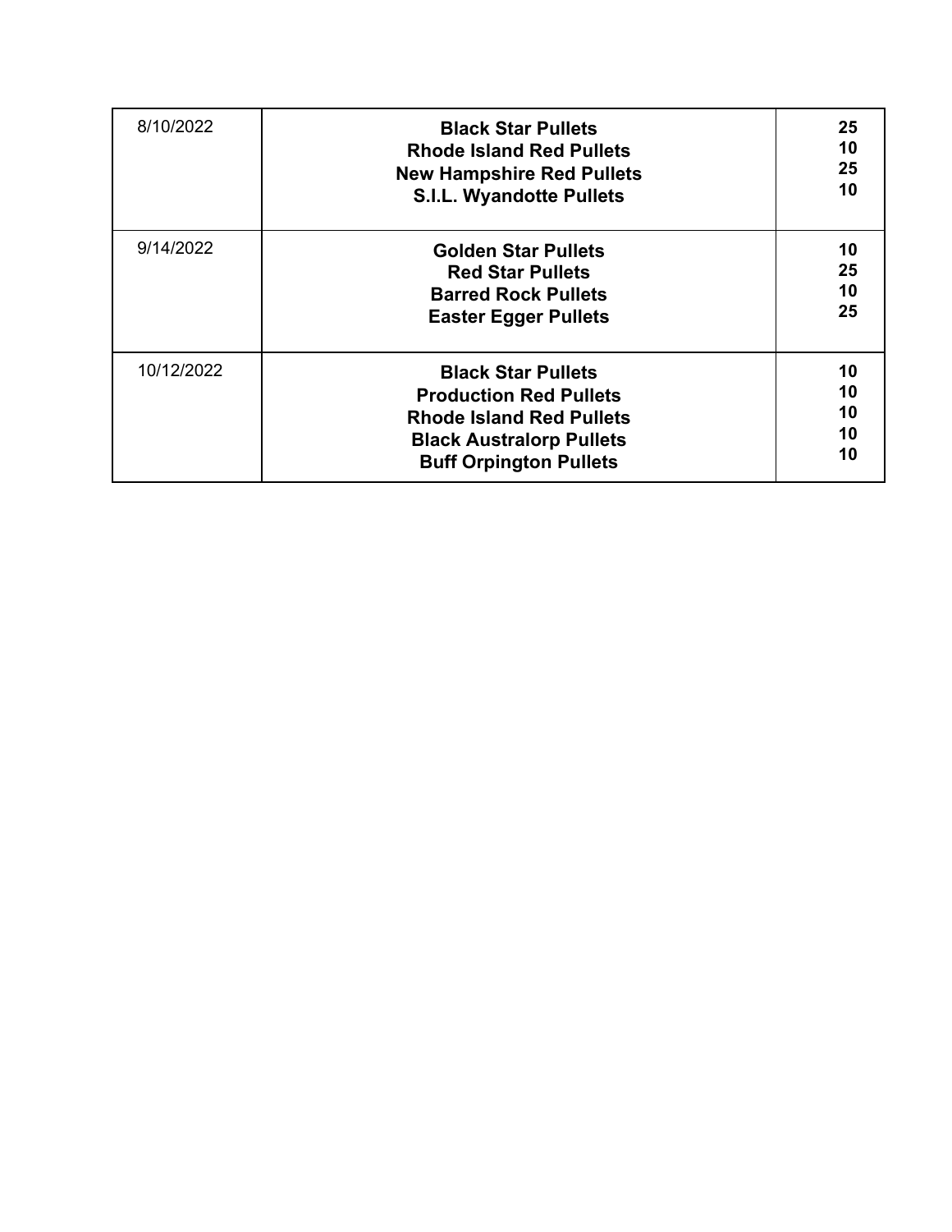| | | |
|---|---|---|
| 8/10/2022 | **Black Star Pullets**<br>**Rhode Island Red Pullets**<br>**New Hampshire Red Pullets**<br>**S.I.L. Wyandotte Pullets** | **25**<br>**10**<br>**25**<br>**10** |
| 9/14/2022 | **Golden Star Pullets**<br>**Red Star Pullets**<br>**Barred Rock Pullets**<br>**Easter Egger Pullets** | **10**<br>**25**<br>**10**<br>**25** |
| 10/12/2022 | **Black Star Pullets**<br>**Production Red Pullets**<br>**Rhode Island Red Pullets**<br>**Black Australorp Pullets**<br>**Buff Orpington Pullets** | **10**<br>**10**<br>**10**<br>**10**<br>**10** |